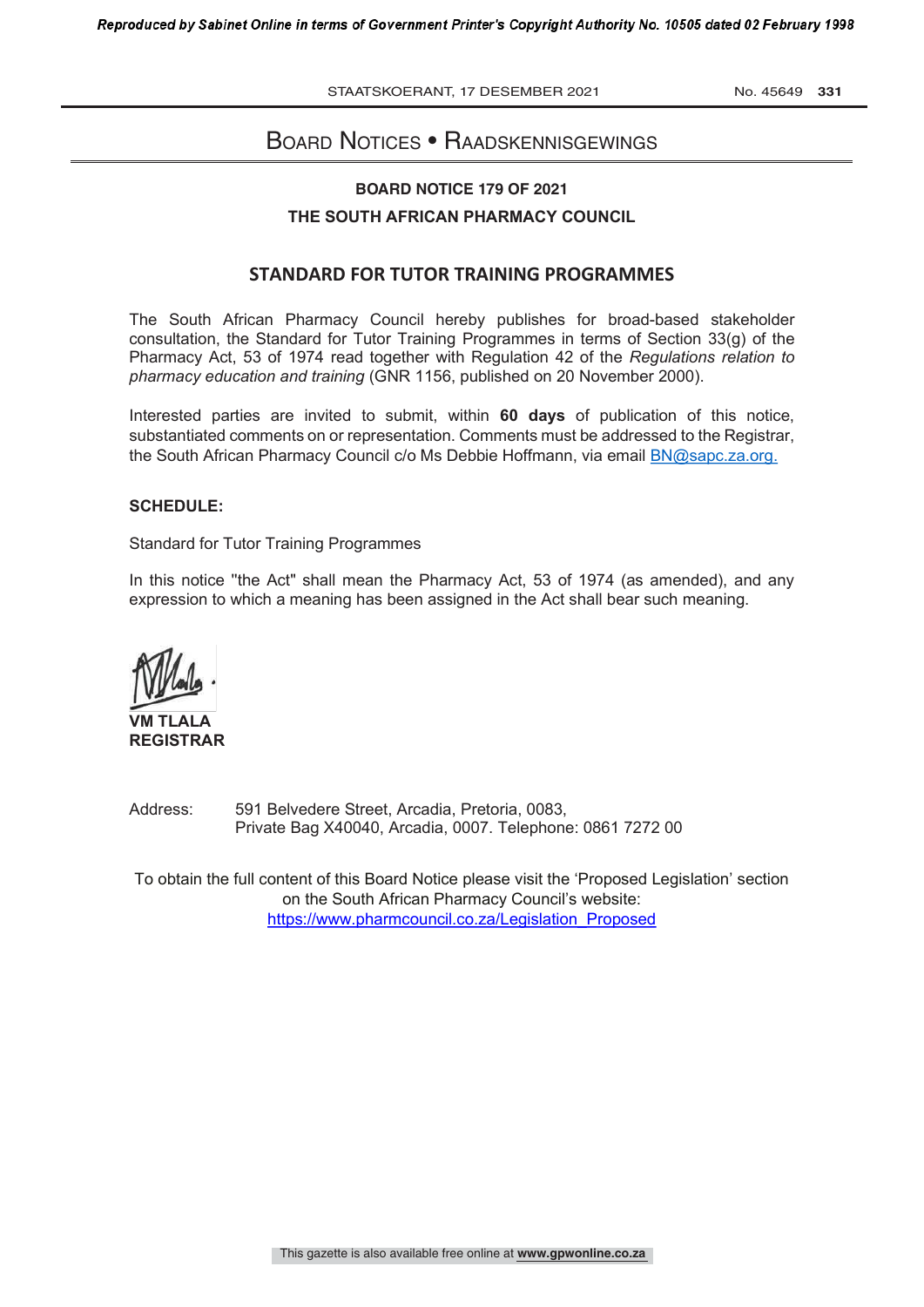# Board Notices • Raadskennisgewings

**BOARD NOTICE 179 OF 2021**

**THE SOUTH AFRICAN PHARMACY COUNCIL**

## STANDARD FOR TUTOR TRAINING PROGRAMMES

The South African Pharmacy Council hereby publishes for broad-based stakeholder consultation, the Standard for Tutor Training Programmes in terms of Section 33(g) of the Pharmacy Act, 53 of 1974 read together with Regulation 42 of the *Regulations relation to pharmacy education and training* (GNR 1156, published on 20 November 2000).

Interested parties are invited to submit, within **60 days** of publication of this notice, substantiated comments on or representation. Comments must be addressed to the Registrar, the South African Pharmacy Council c/o Ms Debbie Hoffmann, via email BN@sapc.za.org.

**SCHEDULE:**

Standard for Tutor Training Programmes

In this notice "the Act" shall mean the Pharmacy Act, 53 of 1974 (as amended), and any expression to which a meaning has been assigned in the Act shall bear such meaning.

**VM TLALA**
**REGISTRAR**

Address: 591 Belvedere Street, Arcadia, Pretoria, 0083,
Private Bag X40040, Arcadia, 0007. Telephone: 0861 7272 00

To obtain the full content of this Board Notice please visit the 'Proposed Legislation' section on the South African Pharmacy Council's website:
https://www.pharmcouncil.co.za/Legislation_Proposed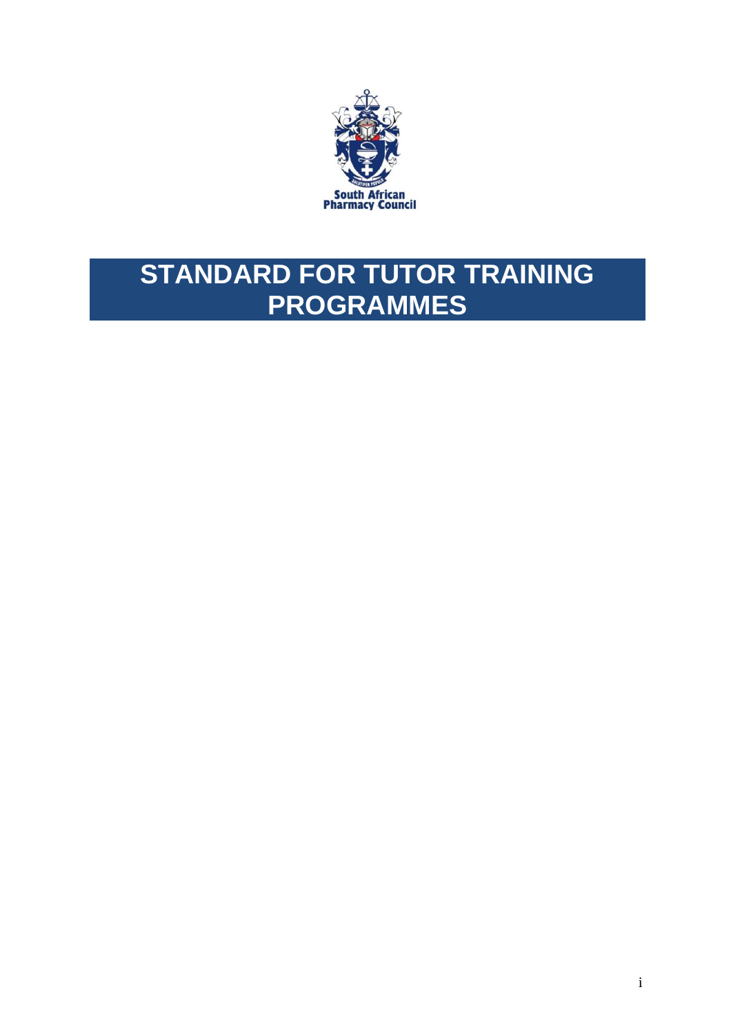South African Pharmacy Council

# STANDARD FOR TUTOR TRAINING PROGRAMMES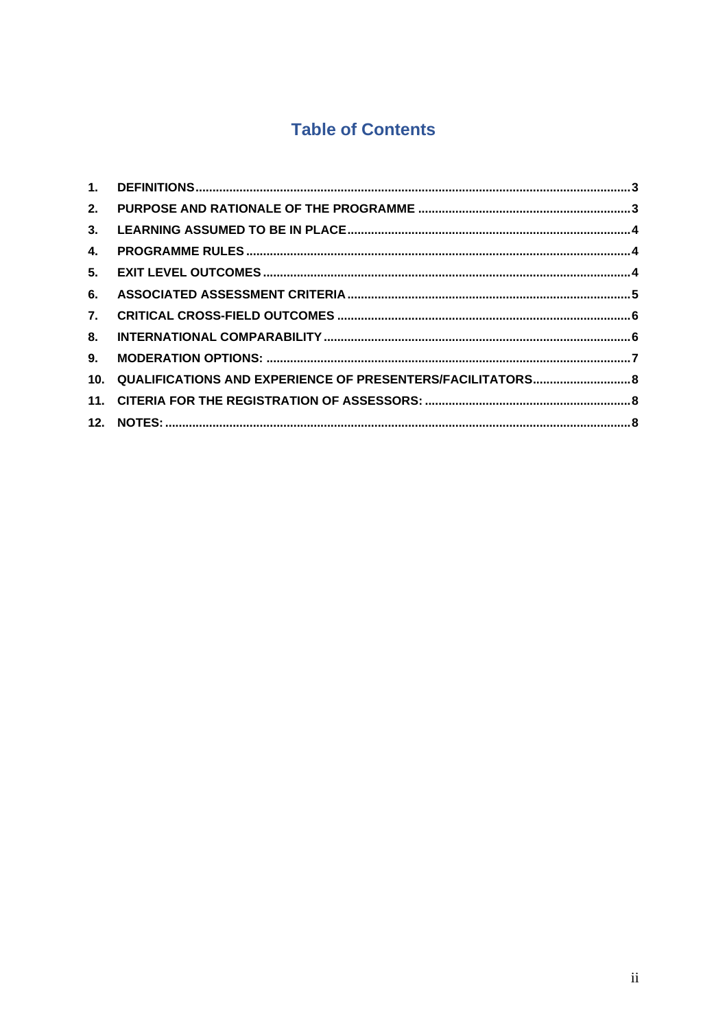# Table of Contents

1. DEFINITIONS .......... 3
2. PURPOSE AND RATIONALE OF THE PROGRAMME .......... 3
3. LEARNING ASSUMED TO BE IN PLACE .......... 4
4. PROGRAMME RULES .......... 4
5. EXIT LEVEL OUTCOMES .......... 4
6. ASSOCIATED ASSESSMENT CRITERIA .......... 5
7. CRITICAL CROSS-FIELD OUTCOMES .......... 6
8. INTERNATIONAL COMPARABILITY .......... 6
9. MODERATION OPTIONS: .......... 7
10. QUALIFICATIONS AND EXPERIENCE OF PRESENTERS/FACILITATORS .......... 8
11. CITERIA FOR THE REGISTRATION OF ASSESSORS: .......... 8
12. NOTES: .......... 8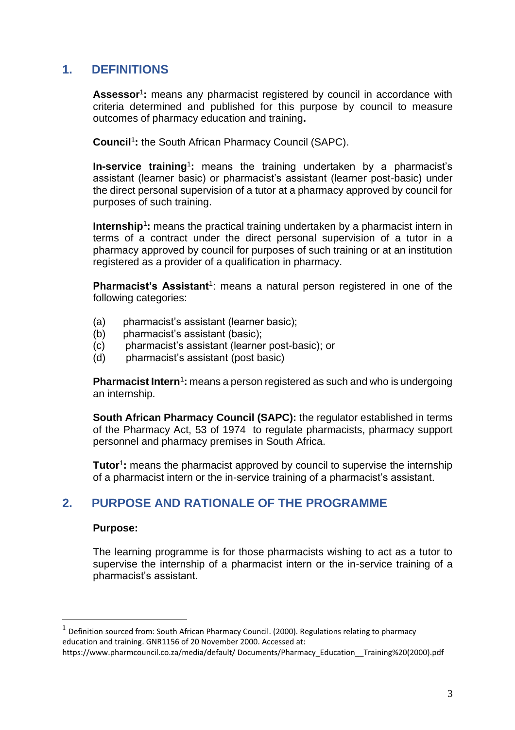## 1. DEFINITIONS

**Assessor**[1]**:** means any pharmacist registered by council in accordance with criteria determined and published for this purpose by council to measure outcomes of pharmacy education and training**.**

**Council**[1]**:** the South African Pharmacy Council (SAPC).

**In-service training**[1]**:** means the training undertaken by a pharmacist's assistant (learner basic) or pharmacist's assistant (learner post-basic) under the direct personal supervision of a tutor at a pharmacy approved by council for purposes of such training.

**Internship**[1]**:** means the practical training undertaken by a pharmacist intern in terms of a contract under the direct personal supervision of a tutor in a pharmacy approved by council for purposes of such training or at an institution registered as a provider of a qualification in pharmacy.

**Pharmacist's Assistant**[1]: means a natural person registered in one of the following categories:

(a) pharmacist's assistant (learner basic);
(b) pharmacist's assistant (basic);
(c) pharmacist's assistant (learner post-basic); or
(d) pharmacist's assistant (post basic)

**Pharmacist Intern**[1]**:** means a person registered as such and who is undergoing an internship.

**South African Pharmacy Council (SAPC):** the regulator established in terms of the Pharmacy Act, 53 of 1974 to regulate pharmacists, pharmacy support personnel and pharmacy premises in South Africa.

**Tutor**[1]**:** means the pharmacist approved by council to supervise the internship of a pharmacist intern or the in-service training of a pharmacist's assistant.

## 2. PURPOSE AND RATIONALE OF THE PROGRAMME

**Purpose:**

The learning programme is for those pharmacists wishing to act as a tutor to supervise the internship of a pharmacist intern or the in-service training of a pharmacist's assistant.

---

[1] Definition sourced from: South African Pharmacy Council. (2000). Regulations relating to pharmacy education and training. GNR1156 of 20 November 2000. Accessed at: https://www.pharmcouncil.co.za/media/default/ Documents/Pharmacy_Education__Training%20(2000).pdf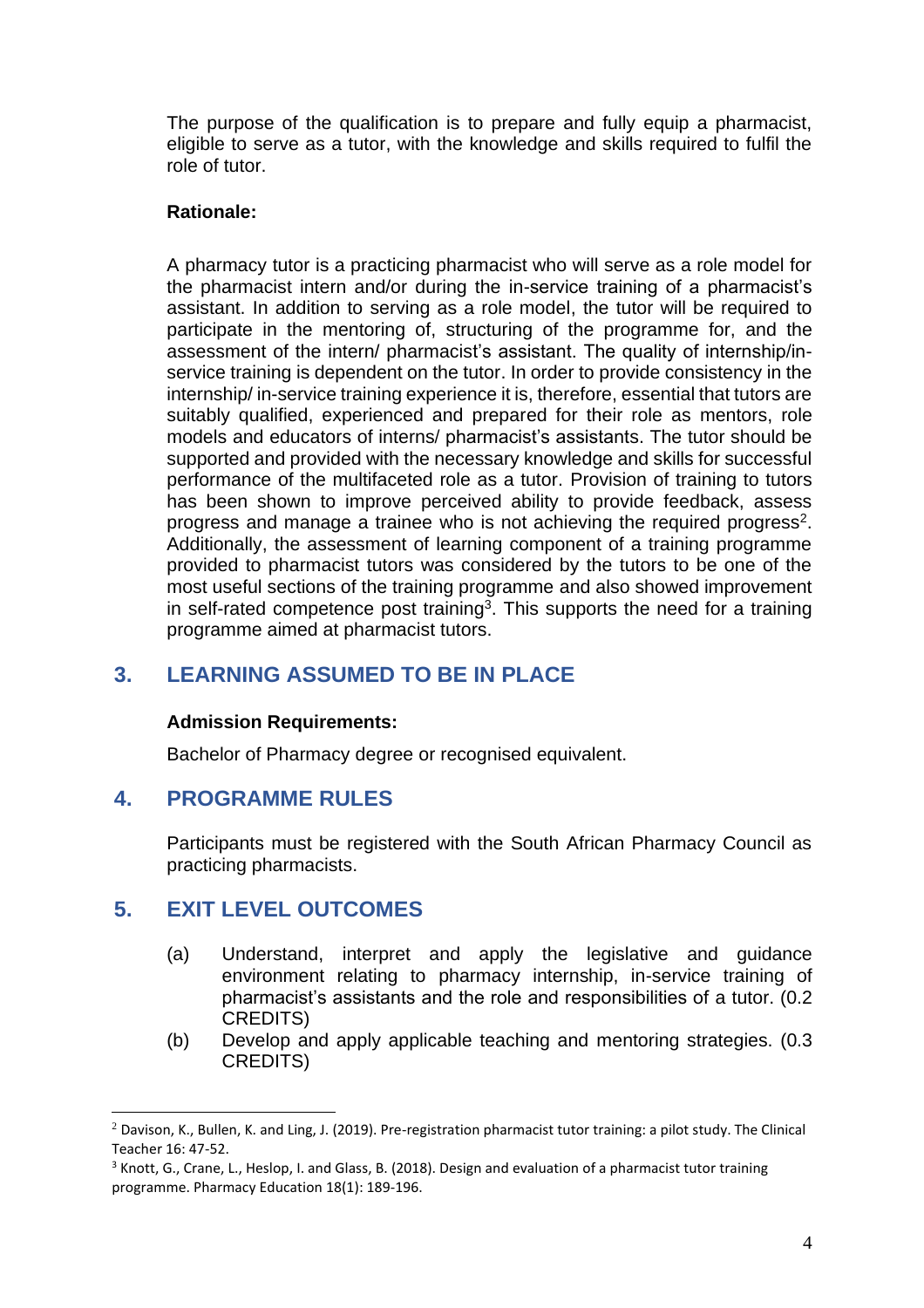The purpose of the qualification is to prepare and fully equip a pharmacist, eligible to serve as a tutor, with the knowledge and skills required to fulfil the role of tutor.

**Rationale:**

A pharmacy tutor is a practicing pharmacist who will serve as a role model for the pharmacist intern and/or during the in-service training of a pharmacist's assistant. In addition to serving as a role model, the tutor will be required to participate in the mentoring of, structuring of the programme for, and the assessment of the intern/ pharmacist's assistant. The quality of internship/in-service training is dependent on the tutor. In order to provide consistency in the internship/ in-service training experience it is, therefore, essential that tutors are suitably qualified, experienced and prepared for their role as mentors, role models and educators of interns/ pharmacist's assistants. The tutor should be supported and provided with the necessary knowledge and skills for successful performance of the multifaceted role as a tutor. Provision of training to tutors has been shown to improve perceived ability to provide feedback, assess progress and manage a trainee who is not achieving the required progress[2]. Additionally, the assessment of learning component of a training programme provided to pharmacist tutors was considered by the tutors to be one of the most useful sections of the training programme and also showed improvement in self-rated competence post training[3]. This supports the need for a training programme aimed at pharmacist tutors.

## 3. LEARNING ASSUMED TO BE IN PLACE

**Admission Requirements:**

Bachelor of Pharmacy degree or recognised equivalent.

## 4. PROGRAMME RULES

Participants must be registered with the South African Pharmacy Council as practicing pharmacists.

## 5. EXIT LEVEL OUTCOMES

(a) Understand, interpret and apply the legislative and guidance environment relating to pharmacy internship, in-service training of pharmacist's assistants and the role and responsibilities of a tutor. (0.2 CREDITS)

(b) Develop and apply applicable teaching and mentoring strategies. (0.3 CREDITS)

---

[2] Davison, K., Bullen, K. and Ling, J. (2019). Pre-registration pharmacist tutor training: a pilot study. The Clinical Teacher 16: 47-52.

[3] Knott, G., Crane, L., Heslop, I. and Glass, B. (2018). Design and evaluation of a pharmacist tutor training programme. Pharmacy Education 18(1): 189-196.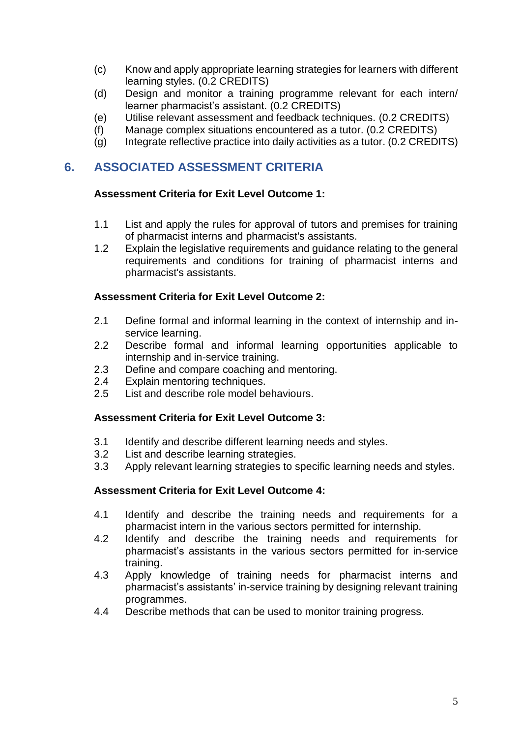(c) Know and apply appropriate learning strategies for learners with different learning styles. (0.2 CREDITS)

(d) Design and monitor a training programme relevant for each intern/ learner pharmacist's assistant. (0.2 CREDITS)

(e) Utilise relevant assessment and feedback techniques. (0.2 CREDITS)

(f) Manage complex situations encountered as a tutor. (0.2 CREDITS)

(g) Integrate reflective practice into daily activities as a tutor. (0.2 CREDITS)

## 6. ASSOCIATED ASSESSMENT CRITERIA

**Assessment Criteria for Exit Level Outcome 1:**

1.1 List and apply the rules for approval of tutors and premises for training of pharmacist interns and pharmacist's assistants.

1.2 Explain the legislative requirements and guidance relating to the general requirements and conditions for training of pharmacist interns and pharmacist's assistants.

**Assessment Criteria for Exit Level Outcome 2:**

2.1 Define formal and informal learning in the context of internship and in-service learning.

2.2 Describe formal and informal learning opportunities applicable to internship and in-service training.

2.3 Define and compare coaching and mentoring.

2.4 Explain mentoring techniques.

2.5 List and describe role model behaviours.

**Assessment Criteria for Exit Level Outcome 3:**

3.1 Identify and describe different learning needs and styles.

3.2 List and describe learning strategies.

3.3 Apply relevant learning strategies to specific learning needs and styles.

**Assessment Criteria for Exit Level Outcome 4:**

4.1 Identify and describe the training needs and requirements for a pharmacist intern in the various sectors permitted for internship.

4.2 Identify and describe the training needs and requirements for pharmacist's assistants in the various sectors permitted for in-service training.

4.3 Apply knowledge of training needs for pharmacist interns and pharmacist's assistants' in-service training by designing relevant training programmes.

4.4 Describe methods that can be used to monitor training progress.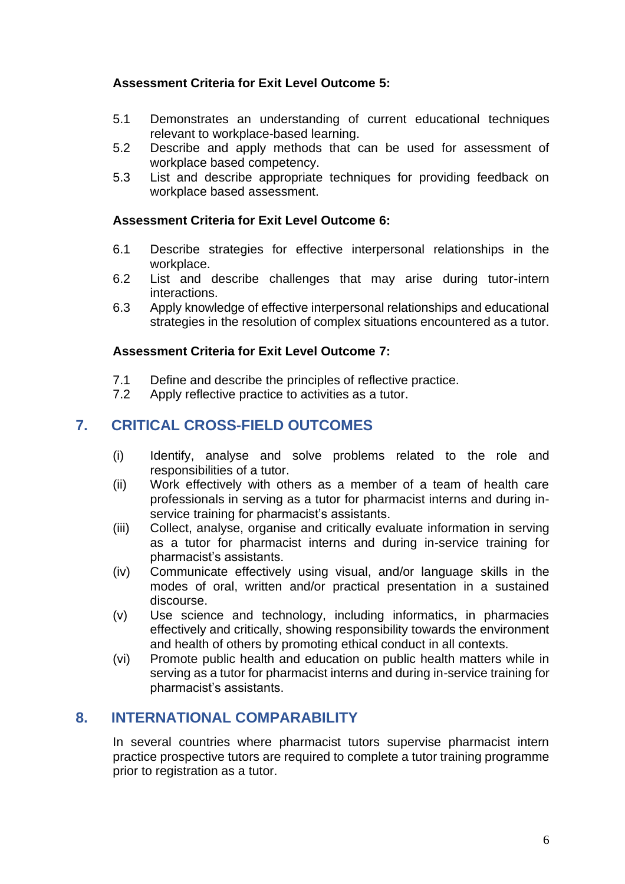**Assessment Criteria for Exit Level Outcome 5:**

5.1 Demonstrates an understanding of current educational techniques relevant to workplace-based learning.
5.2 Describe and apply methods that can be used for assessment of workplace based competency.
5.3 List and describe appropriate techniques for providing feedback on workplace based assessment.

**Assessment Criteria for Exit Level Outcome 6:**

6.1 Describe strategies for effective interpersonal relationships in the workplace.
6.2 List and describe challenges that may arise during tutor-intern interactions.
6.3 Apply knowledge of effective interpersonal relationships and educational strategies in the resolution of complex situations encountered as a tutor.

**Assessment Criteria for Exit Level Outcome 7:**

7.1 Define and describe the principles of reflective practice.
7.2 Apply reflective practice to activities as a tutor.

## 7. CRITICAL CROSS-FIELD OUTCOMES

(i) Identify, analyse and solve problems related to the role and responsibilities of a tutor.
(ii) Work effectively with others as a member of a team of health care professionals in serving as a tutor for pharmacist interns and during in-service training for pharmacist's assistants.
(iii) Collect, analyse, organise and critically evaluate information in serving as a tutor for pharmacist interns and during in-service training for pharmacist's assistants.
(iv) Communicate effectively using visual, and/or language skills in the modes of oral, written and/or practical presentation in a sustained discourse.
(v) Use science and technology, including informatics, in pharmacies effectively and critically, showing responsibility towards the environment and health of others by promoting ethical conduct in all contexts.
(vi) Promote public health and education on public health matters while in serving as a tutor for pharmacist interns and during in-service training for pharmacist's assistants.

## 8. INTERNATIONAL COMPARABILITY

In several countries where pharmacist tutors supervise pharmacist intern practice prospective tutors are required to complete a tutor training programme prior to registration as a tutor.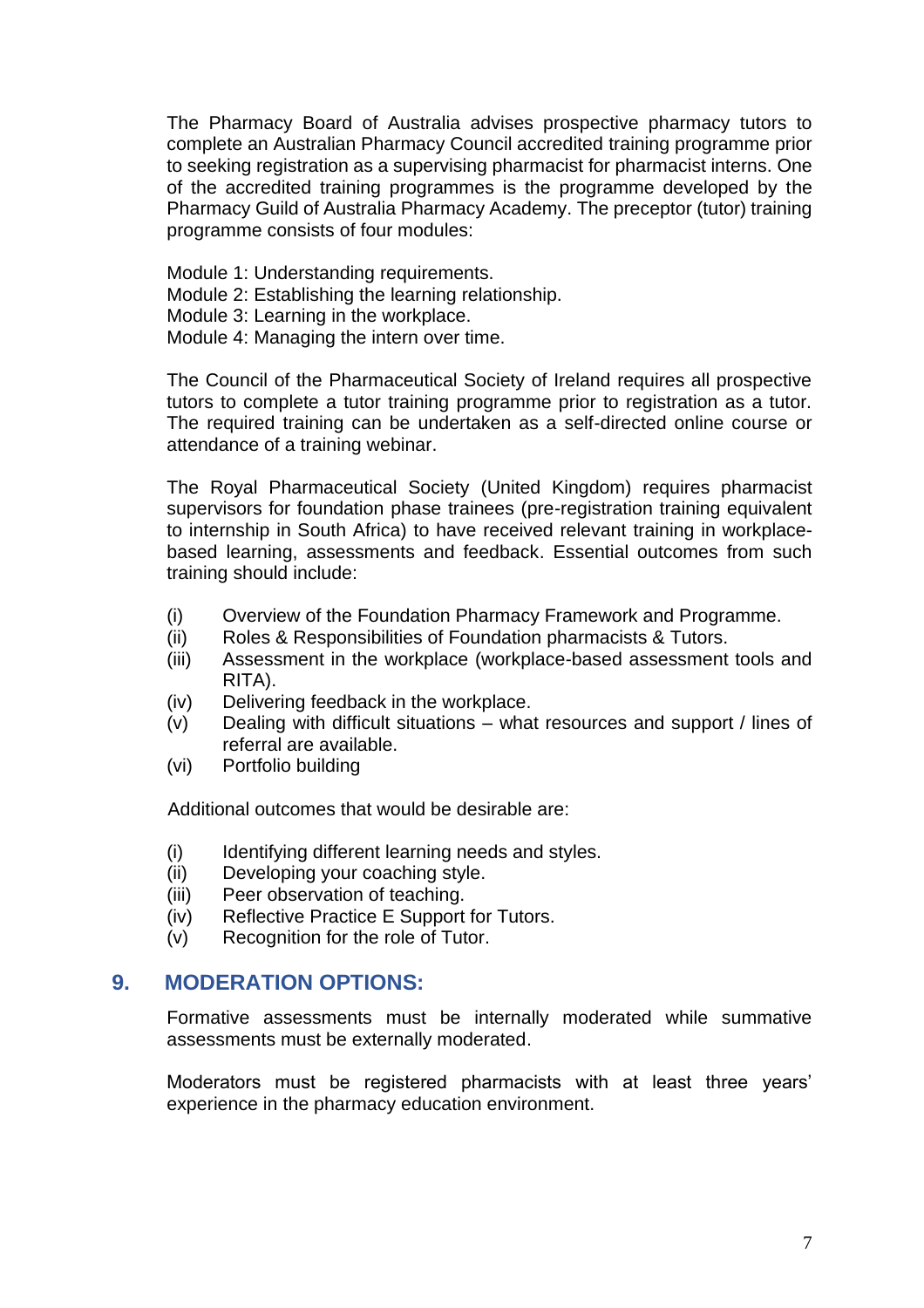The Pharmacy Board of Australia advises prospective pharmacy tutors to complete an Australian Pharmacy Council accredited training programme prior to seeking registration as a supervising pharmacist for pharmacist interns. One of the accredited training programmes is the programme developed by the Pharmacy Guild of Australia Pharmacy Academy. The preceptor (tutor) training programme consists of four modules:

Module 1: Understanding requirements.
Module 2: Establishing the learning relationship.
Module 3: Learning in the workplace.
Module 4: Managing the intern over time.

The Council of the Pharmaceutical Society of Ireland requires all prospective tutors to complete a tutor training programme prior to registration as a tutor. The required training can be undertaken as a self-directed online course or attendance of a training webinar.

The Royal Pharmaceutical Society (United Kingdom) requires pharmacist supervisors for foundation phase trainees (pre-registration training equivalent to internship in South Africa) to have received relevant training in workplace-based learning, assessments and feedback. Essential outcomes from such training should include:

(i) Overview of the Foundation Pharmacy Framework and Programme.
(ii) Roles & Responsibilities of Foundation pharmacists & Tutors.
(iii) Assessment in the workplace (workplace-based assessment tools and RITA).
(iv) Delivering feedback in the workplace.
(v) Dealing with difficult situations – what resources and support / lines of referral are available.
(vi) Portfolio building

Additional outcomes that would be desirable are:

(i) Identifying different learning needs and styles.
(ii) Developing your coaching style.
(iii) Peer observation of teaching.
(iv) Reflective Practice E Support for Tutors.
(v) Recognition for the role of Tutor.

## 9. MODERATION OPTIONS:

Formative assessments must be internally moderated while summative assessments must be externally moderated.

Moderators must be registered pharmacists with at least three years' experience in the pharmacy education environment.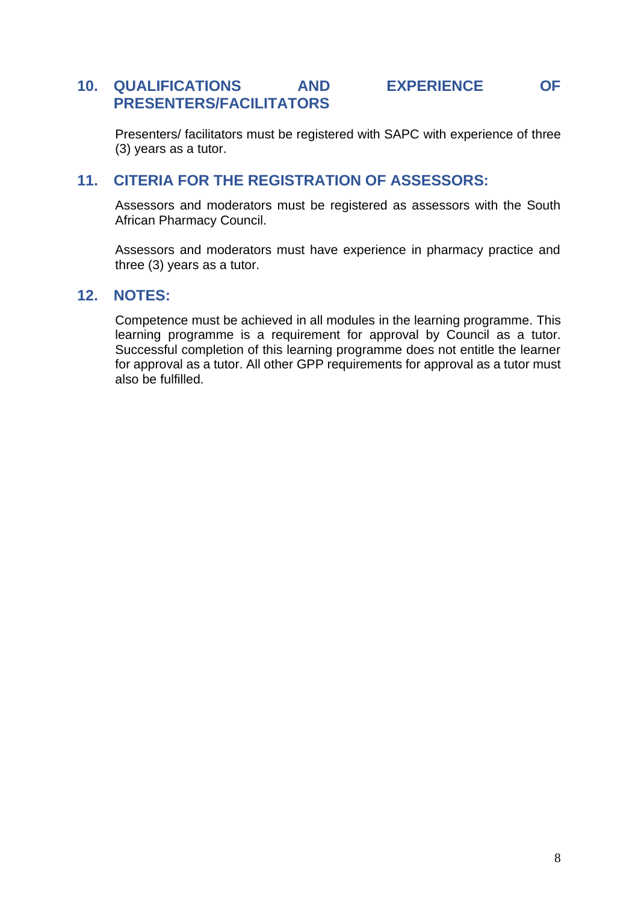## 10. QUALIFICATIONS AND EXPERIENCE OF PRESENTERS/FACILITATORS

Presenters/ facilitators must be registered with SAPC with experience of three (3) years as a tutor.

## 11. CITERIA FOR THE REGISTRATION OF ASSESSORS:

Assessors and moderators must be registered as assessors with the South African Pharmacy Council.

Assessors and moderators must have experience in pharmacy practice and three (3) years as a tutor.

## 12. NOTES:

Competence must be achieved in all modules in the learning programme. This learning programme is a requirement for approval by Council as a tutor. Successful completion of this learning programme does not entitle the learner for approval as a tutor. All other GPP requirements for approval as a tutor must also be fulfilled.